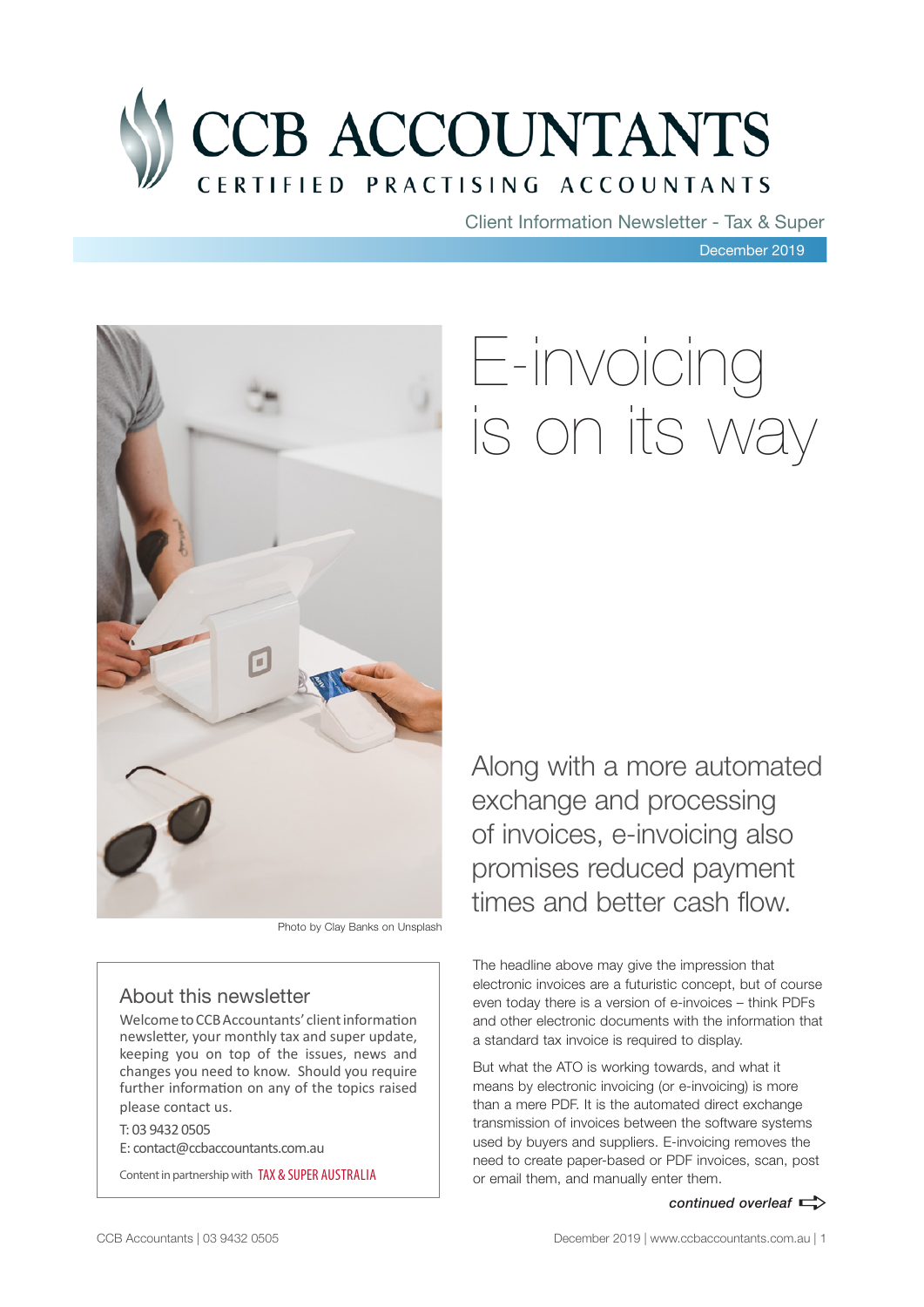# CCB ACCOUNTANTS

CERTIFIED PRACTISING ACCOUNTANTS

Client Information Newsletter - Tax & Super

December 2019

Photo by Clay Banks on Unsplash

## About this newsletter

Welcome to CCB Accountants' client information newsletter, your monthly tax and super update, keeping you on top of the issues, news and changes you need to know. Should you require further information on any of the topics raised please contact us.

T: 03 9432 0505

E: contact@ccbaccountants.com.au

Content in partnership with TAX & SUPER AUSTRALIA

# E-invoicing is on its way

Along with a more automated exchange and processing of invoices, e-invoicing also promises reduced payment times and better cash flow.

The headline above may give the impression that electronic invoices are a futuristic concept, but of course even today there is a version of e-invoices – think PDFs and other electronic documents with the information that a standard tax invoice is required to display.

But what the ATO is working towards, and what it means by electronic invoicing (or e-invoicing) is more than a mere PDF. It is the automated direct exchange transmission of invoices between the software systems used by buyers and suppliers. E-invoicing removes the need to create paper-based or PDF invoices, scan, post or email them, and manually enter them.

*continued overleaf*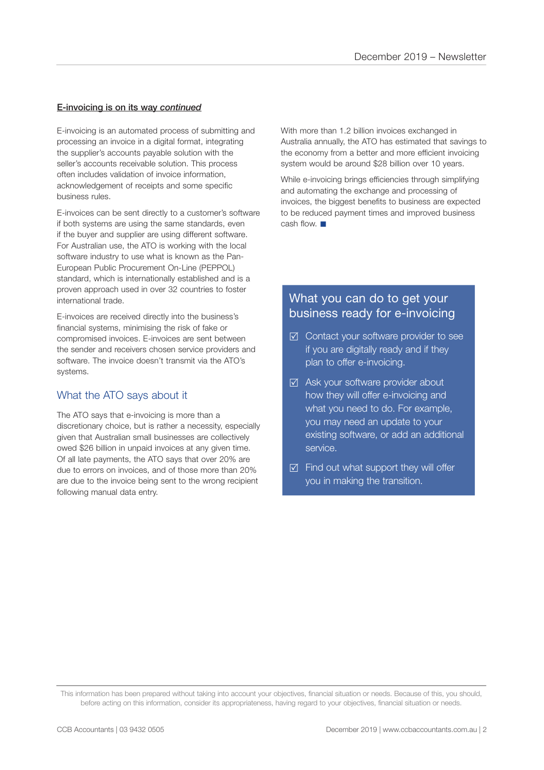**E-invoicing is on its way *continued***

E-invoicing is an automated process of submitting and processing an invoice in a digital format, integrating the supplier's accounts payable solution with the seller's accounts receivable solution. This process often includes validation of invoice information, acknowledgement of receipts and some specific business rules.

E-invoices can be sent directly to a customer's software if both systems are using the same standards, even if the buyer and supplier are using different software. For Australian use, the ATO is working with the local software industry to use what is known as the Pan-European Public Procurement On-Line (PEPPOL) standard, which is internationally established and is a proven approach used in over 32 countries to foster international trade.

E-invoices are received directly into the business's financial systems, minimising the risk of fake or compromised invoices. E-invoices are sent between the sender and receivers chosen service providers and software. The invoice doesn't transmit via the ATO's systems.

## What the ATO says about it

The ATO says that e-invoicing is more than a discretionary choice, but is rather a necessity, especially given that Australian small businesses are collectively owed $26 billion in unpaid invoices at any given time. Of all late payments, the ATO says that over 20% are due to errors on invoices, and of those more than 20% are due to the invoice being sent to the wrong recipient following manual data entry.

With more than 1.2 billion invoices exchanged in Australia annually, the ATO has estimated that savings to the economy from a better and more efficient invoicing system would be around $28 billion over 10 years.

While e-invoicing brings efficiencies through simplifying and automating the exchange and processing of invoices, the biggest benefits to business are expected to be reduced payment times and improved business cash flow. ■

## What you can do to get your business ready for e-invoicing

- ☑ Contact your software provider to see if you are digitally ready and if they plan to offer e-invoicing.
- ☑ Ask your software provider about how they will offer e-invoicing and what you need to do. For example, you may need an update to your existing software, or add an additional service.
- ☑ Find out what support they will offer you in making the transition.

This information has been prepared without taking into account your objectives, financial situation or needs. Because of this, you should, before acting on this information, consider its appropriateness, having regard to your objectives, financial situation or needs.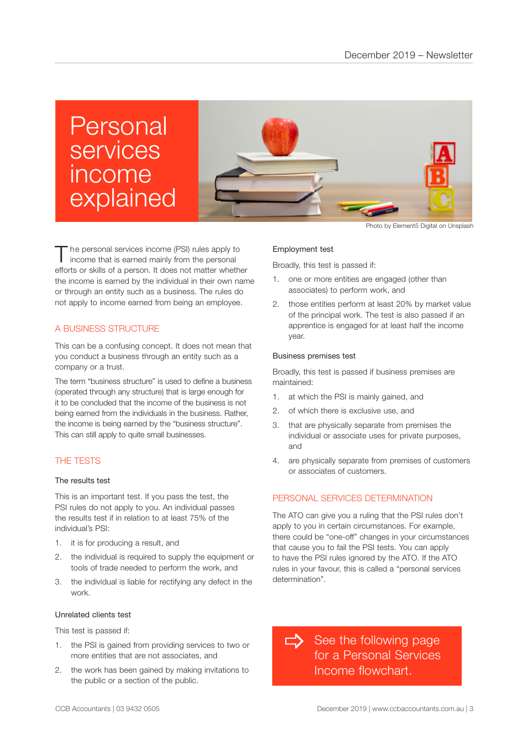# Personal services income explained

Photo by Element5 Digital on Unsplash

The personal services income (PSI) rules apply to income that is earned mainly from the personal efforts or skills of a person. It does not matter whether the income is earned by the individual in their own name or through an entity such as a business. The rules do not apply to income earned from being an employee.

## A BUSINESS STRUCTURE

This can be a confusing concept. It does not mean that you conduct a business through an entity such as a company or a trust.

The term "business structure" is used to define a business (operated through any structure) that is large enough for it to be concluded that the income of the business is not being earned from the individuals in the business. Rather, the income is being earned by the "business structure". This can still apply to quite small businesses.

## THE TESTS

### The results test

This is an important test. If you pass the test, the PSI rules do not apply to you. An individual passes the results test if in relation to at least 75% of the individual's PSI:

1. it is for producing a result, and
2. the individual is required to supply the equipment or tools of trade needed to perform the work, and
3. the individual is liable for rectifying any defect in the work.

### Unrelated clients test

This test is passed if:

1. the PSI is gained from providing services to two or more entities that are not associates, and
2. the work has been gained by making invitations to the public or a section of the public.

### Employment test

Broadly, this test is passed if:

1. one or more entities are engaged (other than associates) to perform work, and
2. those entities perform at least 20% by market value of the principal work. The test is also passed if an apprentice is engaged for at least half the income year.

### Business premises test

Broadly, this test is passed if business premises are maintained:

1. at which the PSI is mainly gained, and
2. of which there is exclusive use, and
3. that are physically separate from premises the individual or associate uses for private purposes, and
4. are physically separate from premises of customers or associates of customers.

## PERSONAL SERVICES DETERMINATION

The ATO can give you a ruling that the PSI rules don't apply to you in certain circumstances. For example, there could be "one-off" changes in your circumstances that cause you to fail the PSI tests. You can apply to have the PSI rules ignored by the ATO. If the ATO rules in your favour, this is called a "personal services determination".

See the following page for a Personal Services Income flowchart.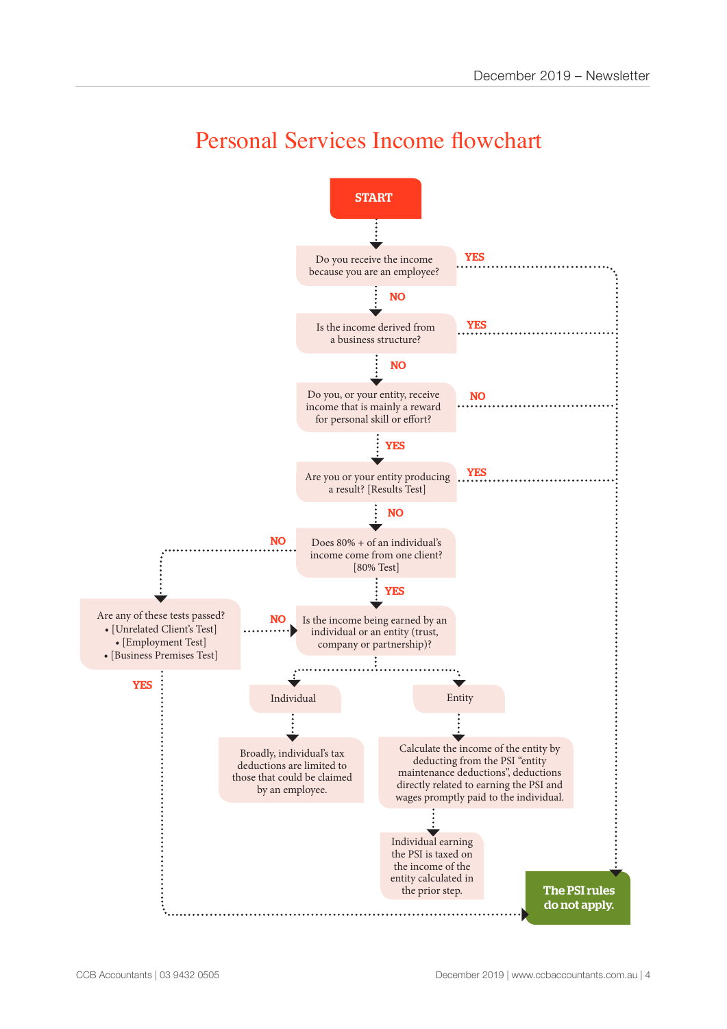# Personal Services Income flowchart

**START**

Do you receive the income because you are an employee?
- YES → The PSI rules do not apply.
- NO ↓

Is the income derived from a business structure?
- YES → The PSI rules do not apply.
- NO ↓

Do you, or your entity, receive income that is mainly a reward for personal skill or effort?
- NO → The PSI rules do not apply.
- YES ↓

Are you or your entity producing a result? [Results Test]
- YES → The PSI rules do not apply.
- NO ↓

Does 80% + of an individual's income come from one client? [80% Test]
- NO → Are any of these tests passed?
  - [Unrelated Client's Test]
  - [Employment Test]
  - [Business Premises Test]
  - YES → The PSI rules do not apply.
  - NO → Is the income being earned by an individual or an entity (trust, company or partnership)?
- YES ↓

Is the income being earned by an individual or an entity (trust, company or partnership)?
- Individual → Broadly, individual's tax deductions are limited to those that could be claimed by an employee.
- Entity → Calculate the income of the entity by deducting from the PSI "entity maintenance deductions", deductions directly related to earning the PSI and wages promptly paid to the individual. → Individual earning the PSI is taxed on the income of the entity calculated in the prior step.

**The PSI rules do not apply.**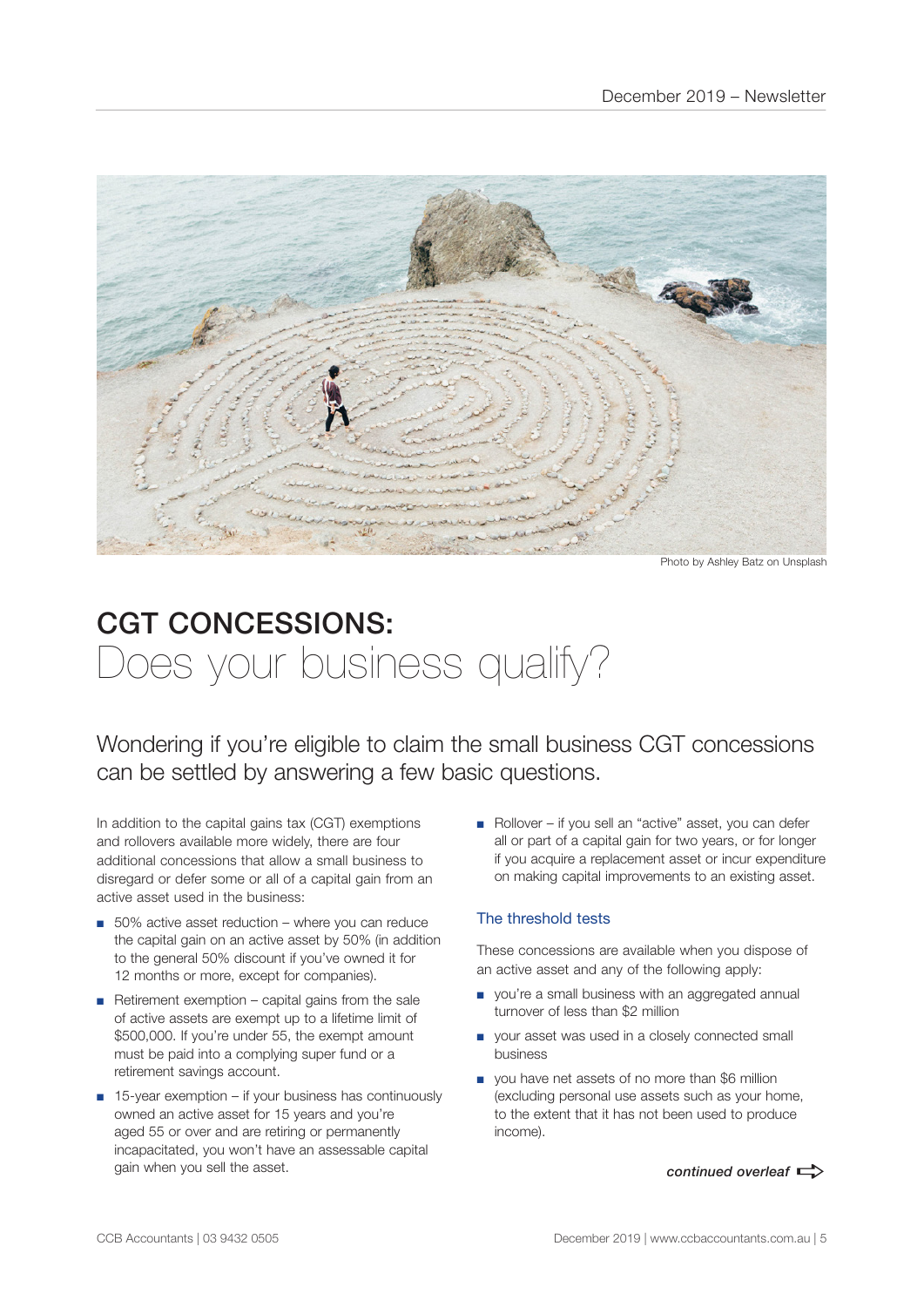Photo by Ashley Batz on Unsplash

# CGT CONCESSIONS: Does your business qualify?

## Wondering if you're eligible to claim the small business CGT concessions can be settled by answering a few basic questions.

In addition to the capital gains tax (CGT) exemptions and rollovers available more widely, there are four additional concessions that allow a small business to disregard or defer some or all of a capital gain from an active asset used in the business:

- 50% active asset reduction – where you can reduce the capital gain on an active asset by 50% (in addition to the general 50% discount if you've owned it for 12 months or more, except for companies).
- Retirement exemption – capital gains from the sale of active assets are exempt up to a lifetime limit of $500,000. If you're under 55, the exempt amount must be paid into a complying super fund or a retirement savings account.
- 15-year exemption – if your business has continuously owned an active asset for 15 years and you're aged 55 or over and are retiring or permanently incapacitated, you won't have an assessable capital gain when you sell the asset.
- Rollover – if you sell an "active" asset, you can defer all or part of a capital gain for two years, or for longer if you acquire a replacement asset or incur expenditure on making capital improvements to an existing asset.

### The threshold tests

These concessions are available when you dispose of an active asset and any of the following apply:

- you're a small business with an aggregated annual turnover of less than $2 million
- your asset was used in a closely connected small business
- you have net assets of no more than $6 million (excluding personal use assets such as your home, to the extent that it has not been used to produce income).

*continued overleaf*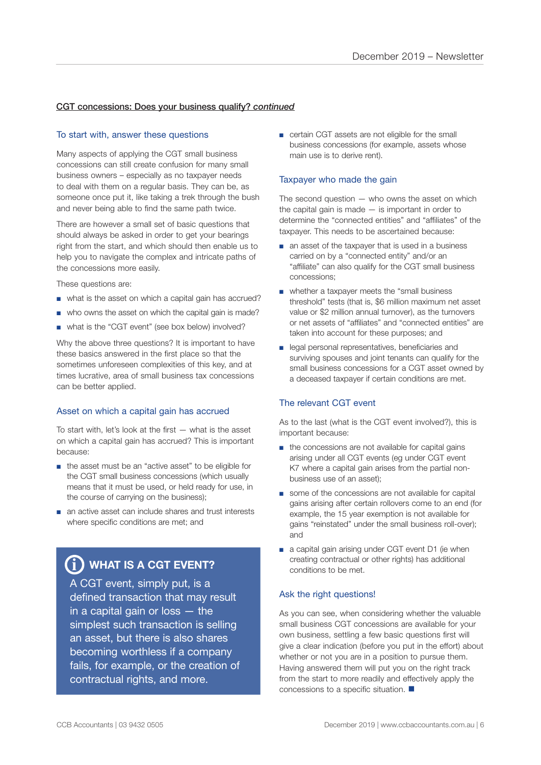## CGT concessions: Does your business qualify? *continued*

### To start with, answer these questions

Many aspects of applying the CGT small business concessions can still create confusion for many small business owners – especially as no taxpayer needs to deal with them on a regular basis. They can be, as someone once put it, like taking a trek through the bush and never being able to find the same path twice.

There are however a small set of basic questions that should always be asked in order to get your bearings right from the start, and which should then enable us to help you to navigate the complex and intricate paths of the concessions more easily.

These questions are:

- what is the asset on which a capital gain has accrued?
- who owns the asset on which the capital gain is made?
- what is the "CGT event" (see box below) involved?

Why the above three questions? It is important to have these basics answered in the first place so that the sometimes unforeseen complexities of this key, and at times lucrative, area of small business tax concessions can be better applied.

### Asset on which a capital gain has accrued

To start with, let's look at the first — what is the asset on which a capital gain has accrued? This is important because:

- the asset must be an "active asset" to be eligible for the CGT small business concessions (which usually means that it must be used, or held ready for use, in the course of carrying on the business);
- an active asset can include shares and trust interests where specific conditions are met; and
- certain CGT assets are not eligible for the small business concessions (for example, assets whose main use is to derive rent).

> **WHAT IS A CGT EVENT?**
>
> A CGT event, simply put, is a defined transaction that may result in a capital gain or loss — the simplest such transaction is selling an asset, but there is also shares becoming worthless if a company fails, for example, or the creation of contractual rights, and more.

### Taxpayer who made the gain

The second question — who owns the asset on which the capital gain is made — is important in order to determine the "connected entities" and "affiliates" of the taxpayer. This needs to be ascertained because:

- an asset of the taxpayer that is used in a business carried on by a "connected entity" and/or an "affiliate" can also qualify for the CGT small business concessions;
- whether a taxpayer meets the "small business threshold" tests (that is, $6 million maximum net asset value or $2 million annual turnover), as the turnovers or net assets of "affiliates" and "connected entities" are taken into account for these purposes; and
- legal personal representatives, beneficiaries and surviving spouses and joint tenants can qualify for the small business concessions for a CGT asset owned by a deceased taxpayer if certain conditions are met.

### The relevant CGT event

As to the last (what is the CGT event involved?), this is important because:

- the concessions are not available for capital gains arising under all CGT events (eg under CGT event K7 where a capital gain arises from the partial non-business use of an asset);
- some of the concessions are not available for capital gains arising after certain rollovers come to an end (for example, the 15 year exemption is not available for gains "reinstated" under the small business roll-over); and
- a capital gain arising under CGT event D1 (ie when creating contractual or other rights) has additional conditions to be met.

### Ask the right questions!

As you can see, when considering whether the valuable small business CGT concessions are available for your own business, settling a few basic questions first will give a clear indication (before you put in the effort) about whether or not you are in a position to pursue them. Having answered them will put you on the right track from the start to more readily and effectively apply the concessions to a specific situation. ■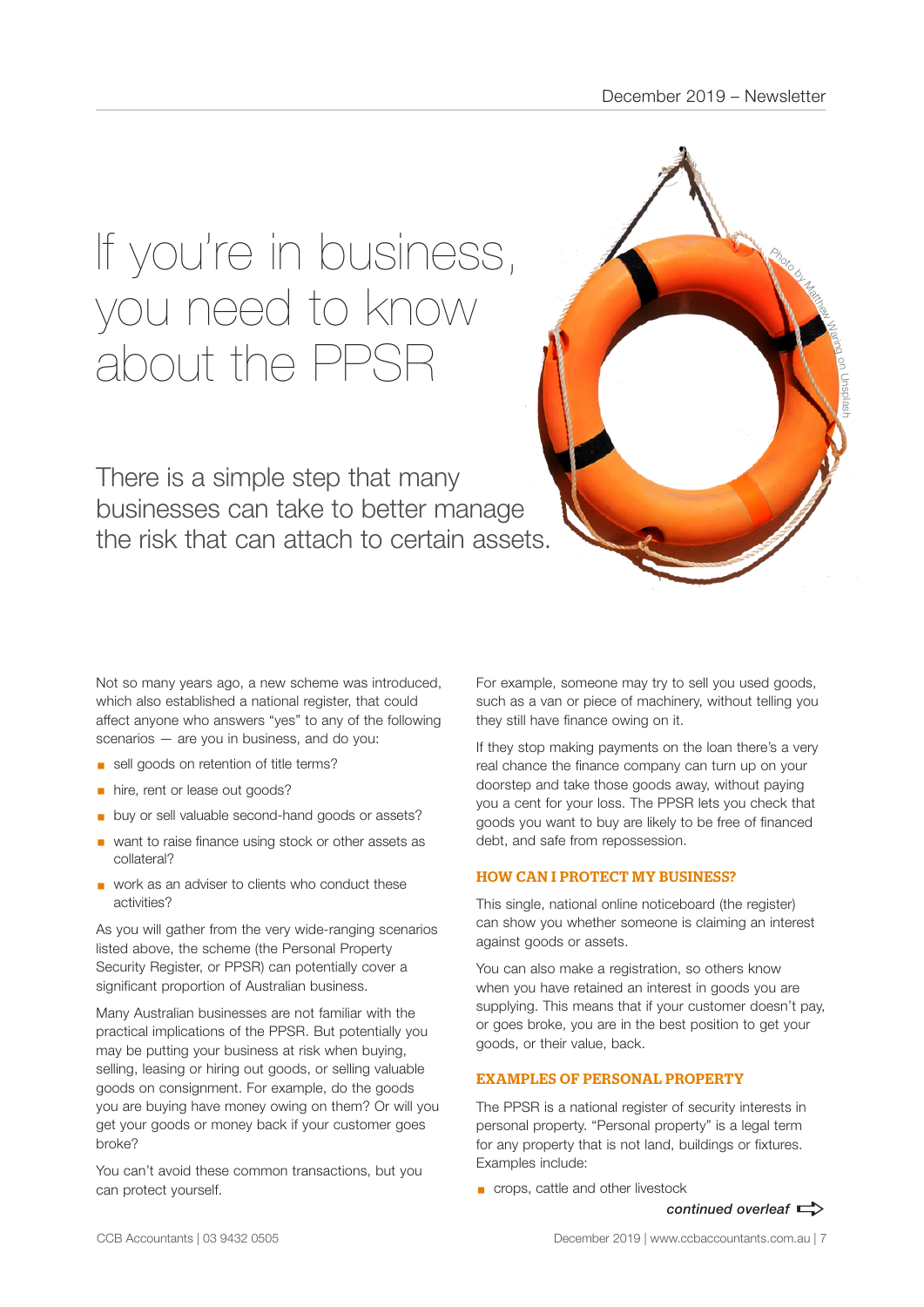# If you're in business, you need to know about the PPSR

There is a simple step that many businesses can take to better manage the risk that can attach to certain assets.

Photo by Matthew Waring on Unsplash

Not so many years ago, a new scheme was introduced, which also established a national register, that could affect anyone who answers "yes" to any of the following scenarios — are you in business, and do you:

- sell goods on retention of title terms?
- hire, rent or lease out goods?
- buy or sell valuable second-hand goods or assets?
- want to raise finance using stock or other assets as collateral?
- work as an adviser to clients who conduct these activities?

As you will gather from the very wide-ranging scenarios listed above, the scheme (the Personal Property Security Register, or PPSR) can potentially cover a significant proportion of Australian business.

Many Australian businesses are not familiar with the practical implications of the PPSR. But potentially you may be putting your business at risk when buying, selling, leasing or hiring out goods, or selling valuable goods on consignment. For example, do the goods you are buying have money owing on them? Or will you get your goods or money back if your customer goes broke?

You can't avoid these common transactions, but you can protect yourself.

For example, someone may try to sell you used goods, such as a van or piece of machinery, without telling you they still have finance owing on it.

If they stop making payments on the loan there's a very real chance the finance company can turn up on your doorstep and take those goods away, without paying you a cent for your loss. The PPSR lets you check that goods you want to buy are likely to be free of financed debt, and safe from repossession.

## HOW CAN I PROTECT MY BUSINESS?

This single, national online noticeboard (the register) can show you whether someone is claiming an interest against goods or assets.

You can also make a registration, so others know when you have retained an interest in goods you are supplying. This means that if your customer doesn't pay, or goes broke, you are in the best position to get your goods, or their value, back.

## EXAMPLES OF PERSONAL PROPERTY

The PPSR is a national register of security interests in personal property. "Personal property" is a legal term for any property that is not land, buildings or fixtures. Examples include:

- crops, cattle and other livestock

*continued overleaf*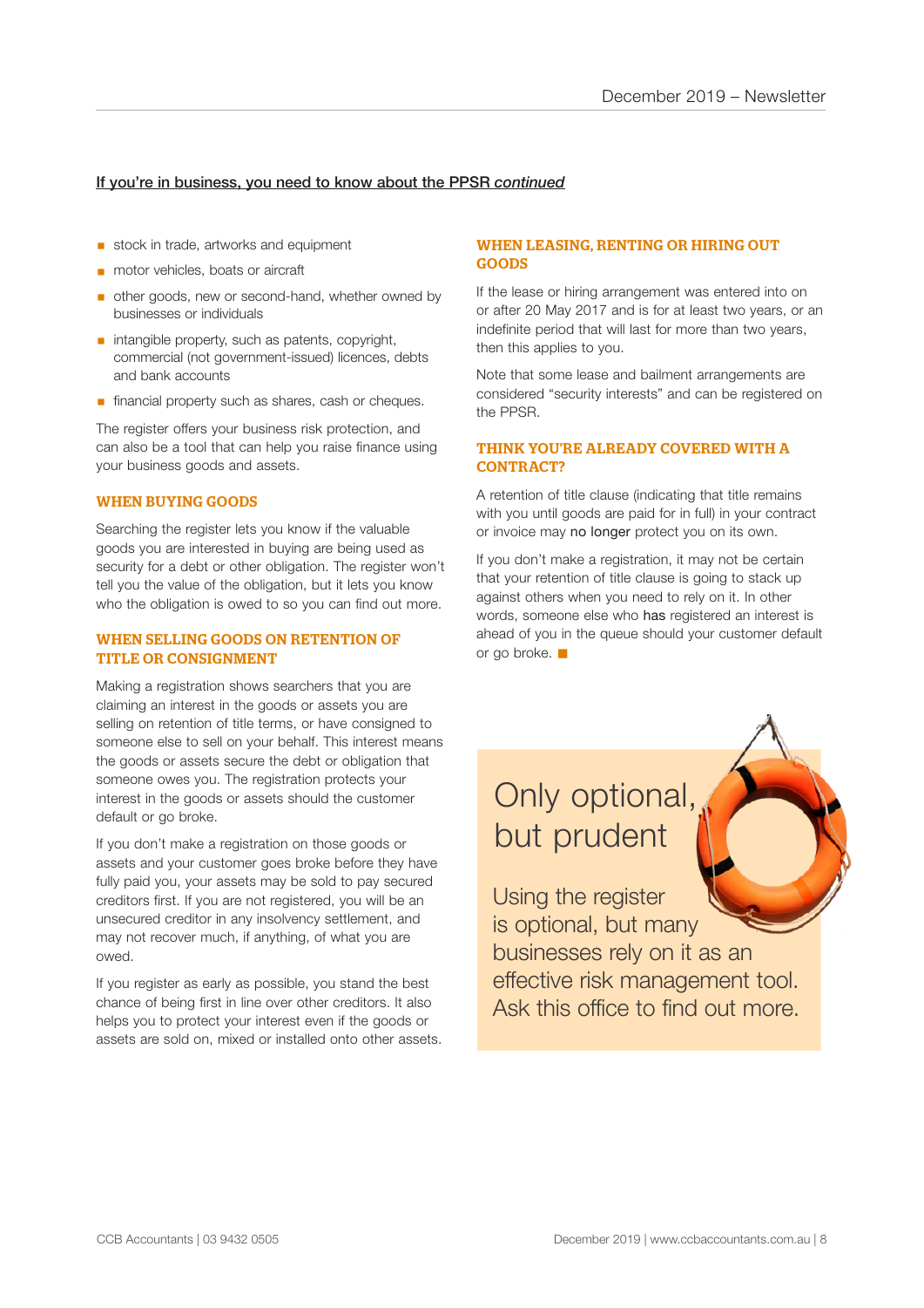**If you're in business, you need to know about the PPSR *continued***

- stock in trade, artworks and equipment
- motor vehicles, boats or aircraft
- other goods, new or second-hand, whether owned by businesses or individuals
- intangible property, such as patents, copyright, commercial (not government-issued) licences, debts and bank accounts
- financial property such as shares, cash or cheques.

The register offers your business risk protection, and can also be a tool that can help you raise finance using your business goods and assets.

### WHEN BUYING GOODS

Searching the register lets you know if the valuable goods you are interested in buying are being used as security for a debt or other obligation. The register won't tell you the value of the obligation, but it lets you know who the obligation is owed to so you can find out more.

### WHEN SELLING GOODS ON RETENTION OF TITLE OR CONSIGNMENT

Making a registration shows searchers that you are claiming an interest in the goods or assets you are selling on retention of title terms, or have consigned to someone else to sell on your behalf. This interest means the goods or assets secure the debt or obligation that someone owes you. The registration protects your interest in the goods or assets should the customer default or go broke.

If you don't make a registration on those goods or assets and your customer goes broke before they have fully paid you, your assets may be sold to pay secured creditors first. If you are not registered, you will be an unsecured creditor in any insolvency settlement, and may not recover much, if anything, of what you are owed.

If you register as early as possible, you stand the best chance of being first in line over other creditors. It also helps you to protect your interest even if the goods or assets are sold on, mixed or installed onto other assets.

### WHEN LEASING, RENTING OR HIRING OUT GOODS

If the lease or hiring arrangement was entered into on or after 20 May 2017 and is for at least two years, or an indefinite period that will last for more than two years, then this applies to you.

Note that some lease and bailment arrangements are considered "security interests" and can be registered on the PPSR.

### THINK YOU'RE ALREADY COVERED WITH A CONTRACT?

A retention of title clause (indicating that title remains with you until goods are paid for in full) in your contract or invoice may **no longer** protect you on its own.

If you don't make a registration, it may not be certain that your retention of title clause is going to stack up against others when you need to rely on it. In other words, someone else who **has** registered an interest is ahead of you in the queue should your customer default or go broke. ■

## Only optional, but prudent

Using the register is optional, but many businesses rely on it as an effective risk management tool. Ask this office to find out more.